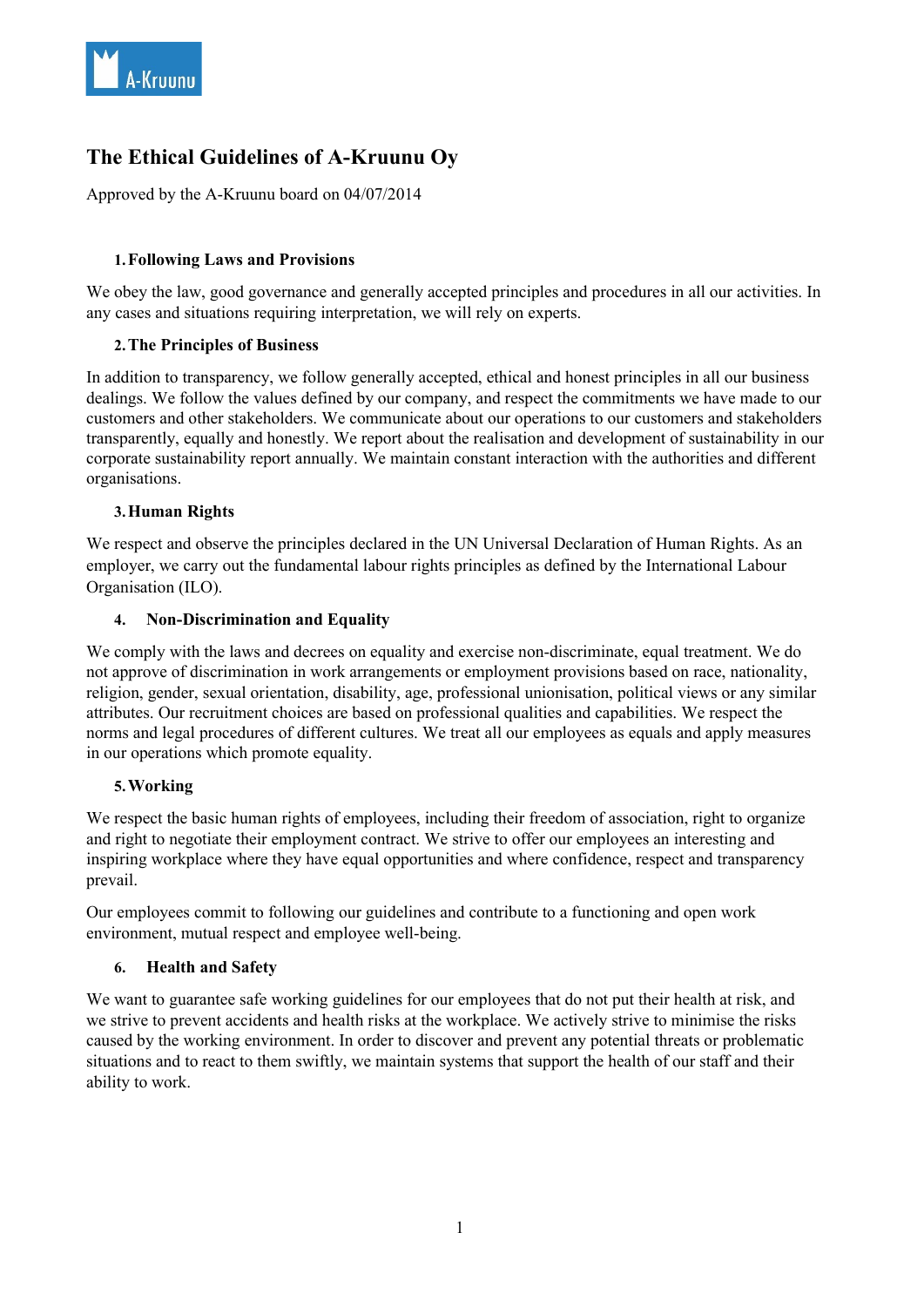# The Ethical Guidelines of A-Kruunu Oy

Approved by the A-Kruunu board on 04/07/2014

## 1. Following Laws and Provisions

We obey the law, good governance and generally accepted principles and procedures in all our activities. In any cases and situations requiring interpretation, we will rely on experts.

## 2. The Principles of Business

In addition to transparency, we follow generally accepted, ethical and honest principles in all our business dealings. We follow the values defined by our company, and respect the commitments we have made to our customers and other stakeholders. We communicate about our operations to our customers and stakeholders transparently, equally and honestly. We report about the realisation and development of sustainability in our corporate sustainability report annually. We maintain constant interaction with the authorities and different organisations.

## 3. Human Rights

We respect and observe the principles declared in the UN Universal Declaration of Human Rights. As an employer, we carry out the fundamental labour rights principles as defined by the International Labour Organisation (ILO).

## 4. Non-Discrimination and Equality

We comply with the laws and decrees on equality and exercise non-discriminate, equal treatment. We do not approve of discrimination in work arrangements or employment provisions based on race, nationality, religion, gender, sexual orientation, disability, age, professional unionisation, political views or any similar attributes. Our recruitment choices are based on professional qualities and capabilities. We respect the norms and legal procedures of different cultures. We treat all our employees as equals and apply measures in our operations which promote equality.

## 5. Working

We respect the basic human rights of employees, including their freedom of association, right to organize and right to negotiate their employment contract. We strive to offer our employees an interesting and inspiring workplace where they have equal opportunities and where confidence, respect and transparency prevail.

Our employees commit to following our guidelines and contribute to a functioning and open work environment, mutual respect and employee well-being.

## 6. Health and Safety

We want to guarantee safe working guidelines for our employees that do not put their health at risk, and we strive to prevent accidents and health risks at the workplace. We actively strive to minimise the risks caused by the working environment. In order to discover and prevent any potential threats or problematic situations and to react to them swiftly, we maintain systems that support the health of our staff and their ability to work.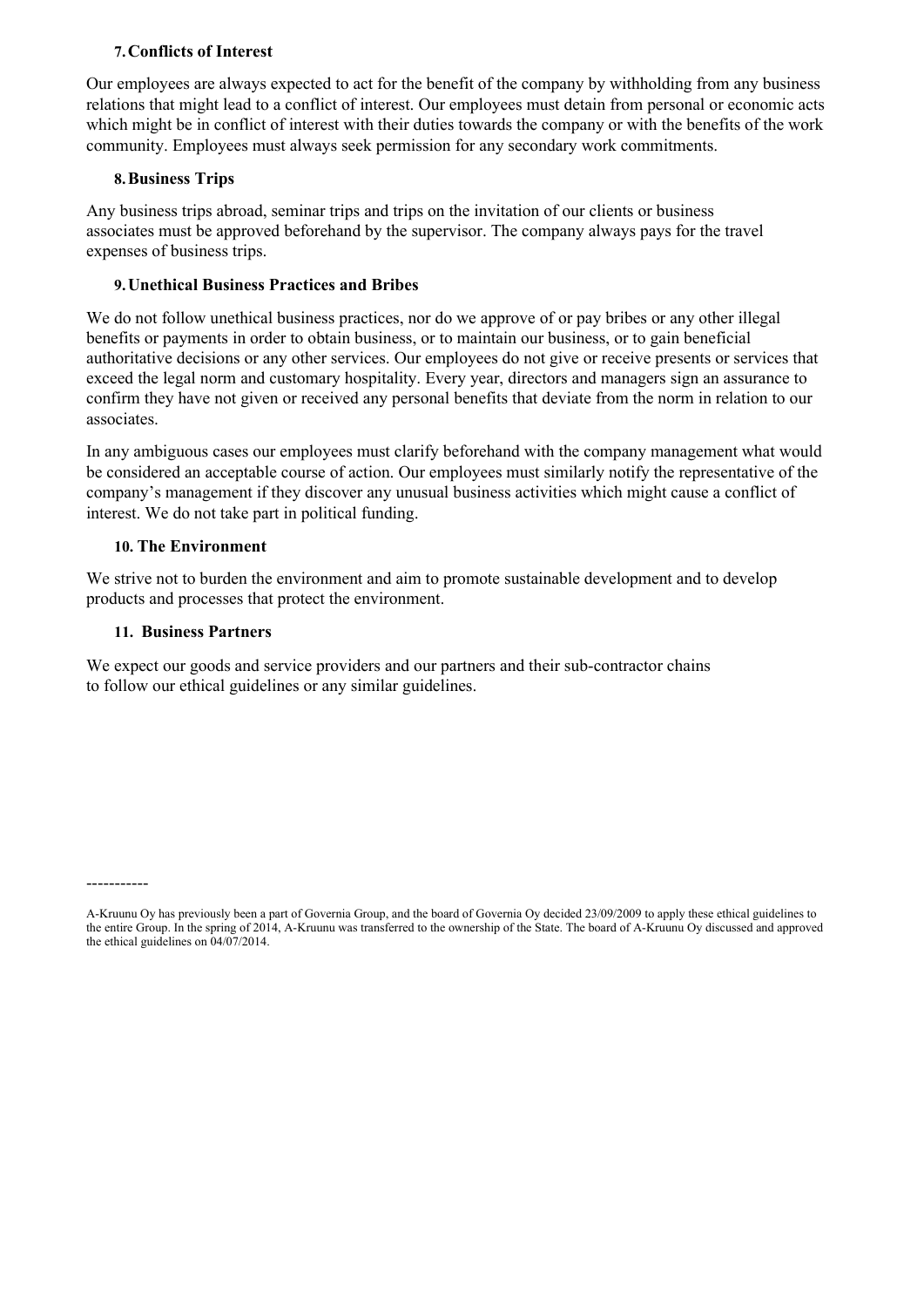### 7. Conflicts of Interest

Our employees are always expected to act for the benefit of the company by withholding from any business relations that might lead to a conflict of interest. Our employees must detain from personal or economic acts which might be in conflict of interest with their duties towards the company or with the benefits of the work community. Employees must always seek permission for any secondary work commitments.

### 8. Business Trips

Any business trips abroad, seminar trips and trips on the invitation of our clients or business associates must be approved beforehand by the supervisor. The company always pays for the travel expenses of business trips.

### 9. Unethical Business Practices and Bribes

We do not follow unethical business practices, nor do we approve of or pay bribes or any other illegal benefits or payments in order to obtain business, or to maintain our business, or to gain beneficial authoritative decisions or any other services. Our employees do not give or receive presents or services that exceed the legal norm and customary hospitality. Every year, directors and managers sign an assurance to confirm they have not given or received any personal benefits that deviate from the norm in relation to our associates.

In any ambiguous cases our employees must clarify beforehand with the company management what would be considered an acceptable course of action. Our employees must similarly notify the representative of the company's management if they discover any unusual business activities which might cause a conflict of interest. We do not take part in political funding.

### 10. The Environment

We strive not to burden the environment and aim to promote sustainable development and to develop products and processes that protect the environment.

### 11. Business Partners

We expect our goods and service providers and our partners and their sub-contractor chains to follow our ethical guidelines or any similar guidelines.

-----------

A-Kruunu Oy has previously been a part of Governia Group, and the board of Governia Oy decided 23/09/2009 to apply these ethical guidelines to the entire Group. In the spring of 2014, A-Kruunu was transferred to the ownership of the State. The board of A-Kruunu Oy discussed and approved the ethical guidelines on 04/07/2014.